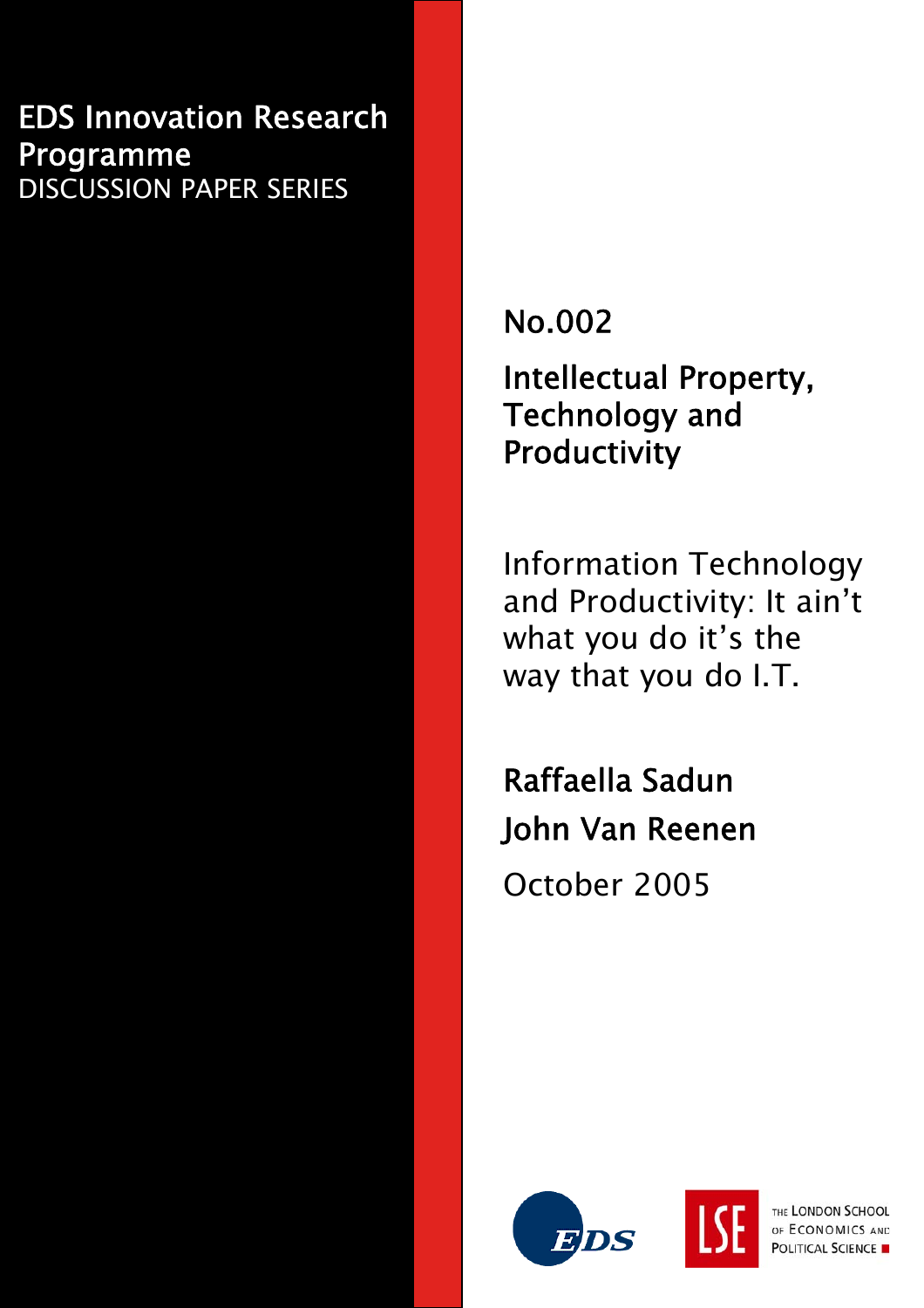EDS Innovation Research Programme
DISCUSSION PAPER SERIES

No.002

# Intellectual Property, Technology and Productivity

## Information Technology and Productivity: It ain't what you do it's the way that you do I.T.

**Raffaella Sadun**
**John Van Reenen**

October 2005

EDS

THE LONDON SCHOOL OF ECONOMICS AND POLITICAL SCIENCE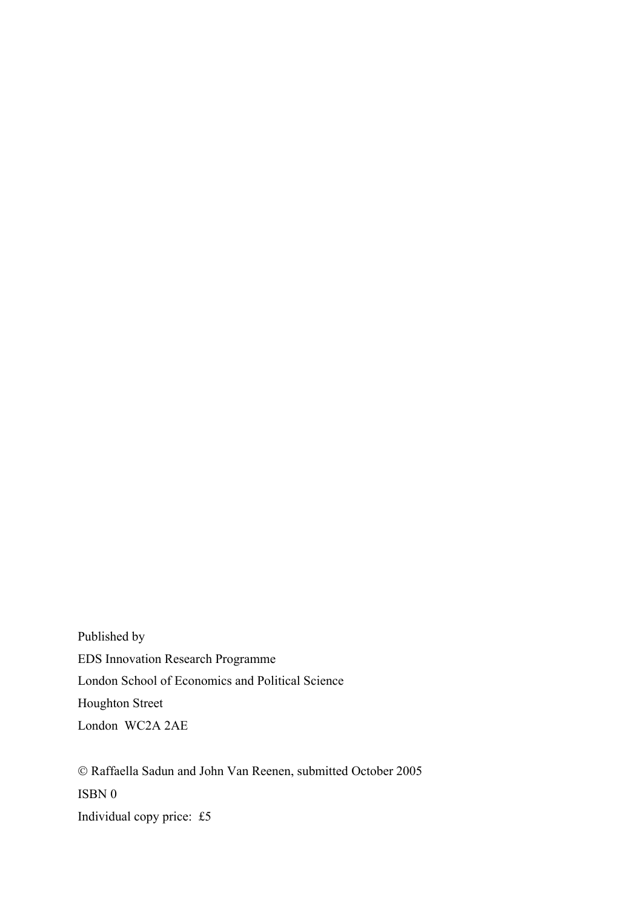Published by

EDS Innovation Research Programme

London School of Economics and Political Science

Houghton Street

London  WC2A 2AE

© Raffaella Sadun and John Van Reenen, submitted October 2005

ISBN 0

Individual copy price:  £5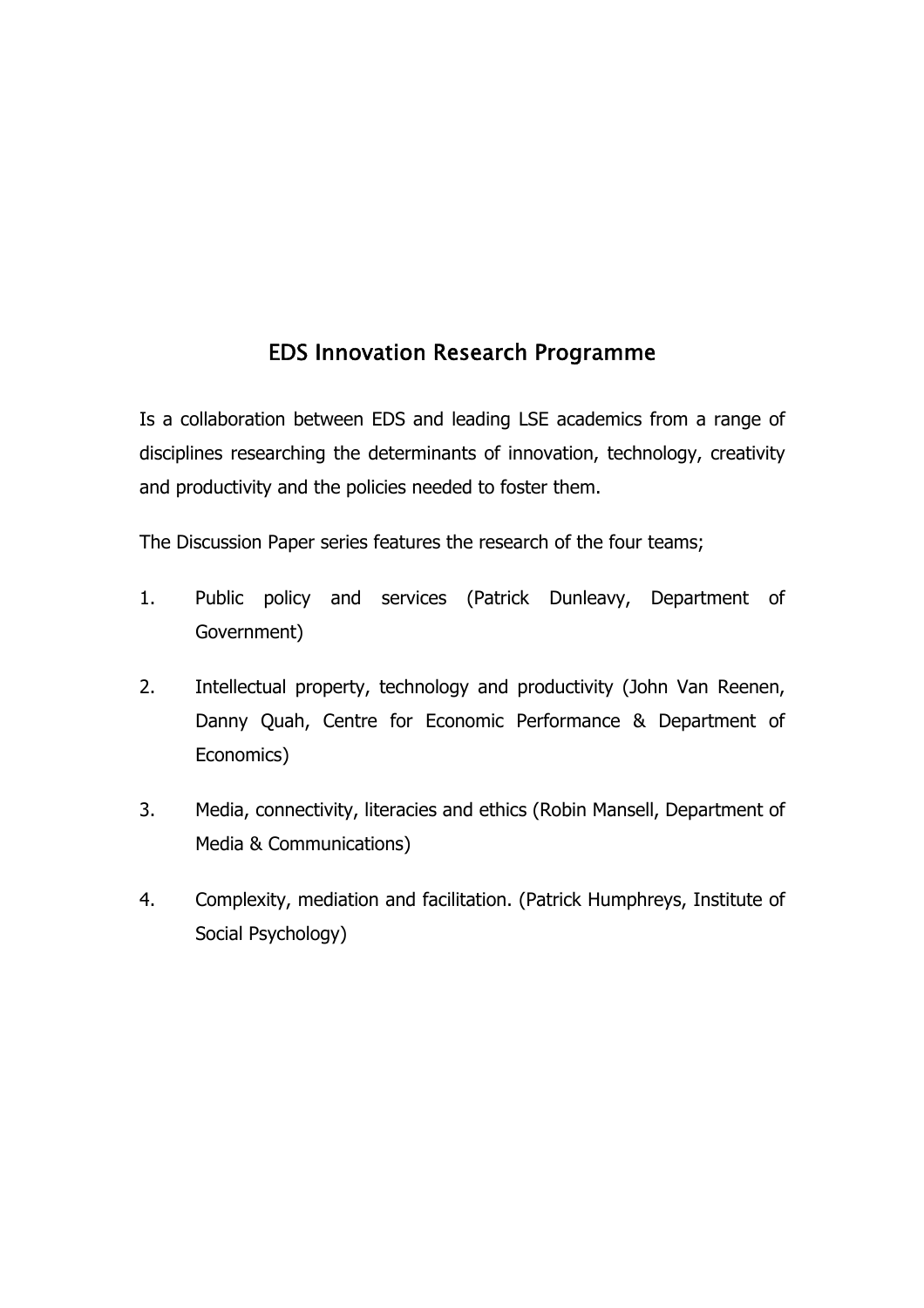## EDS Innovation Research Programme

Is a collaboration between EDS and leading LSE academics from a range of disciplines researching the determinants of innovation, technology, creativity and productivity and the policies needed to foster them.

The Discussion Paper series features the research of the four teams;

1. Public policy and services (Patrick Dunleavy, Department of Government)
2. Intellectual property, technology and productivity (John Van Reenen, Danny Quah, Centre for Economic Performance & Department of Economics)
3. Media, connectivity, literacies and ethics (Robin Mansell, Department of Media & Communications)
4. Complexity, mediation and facilitation. (Patrick Humphreys, Institute of Social Psychology)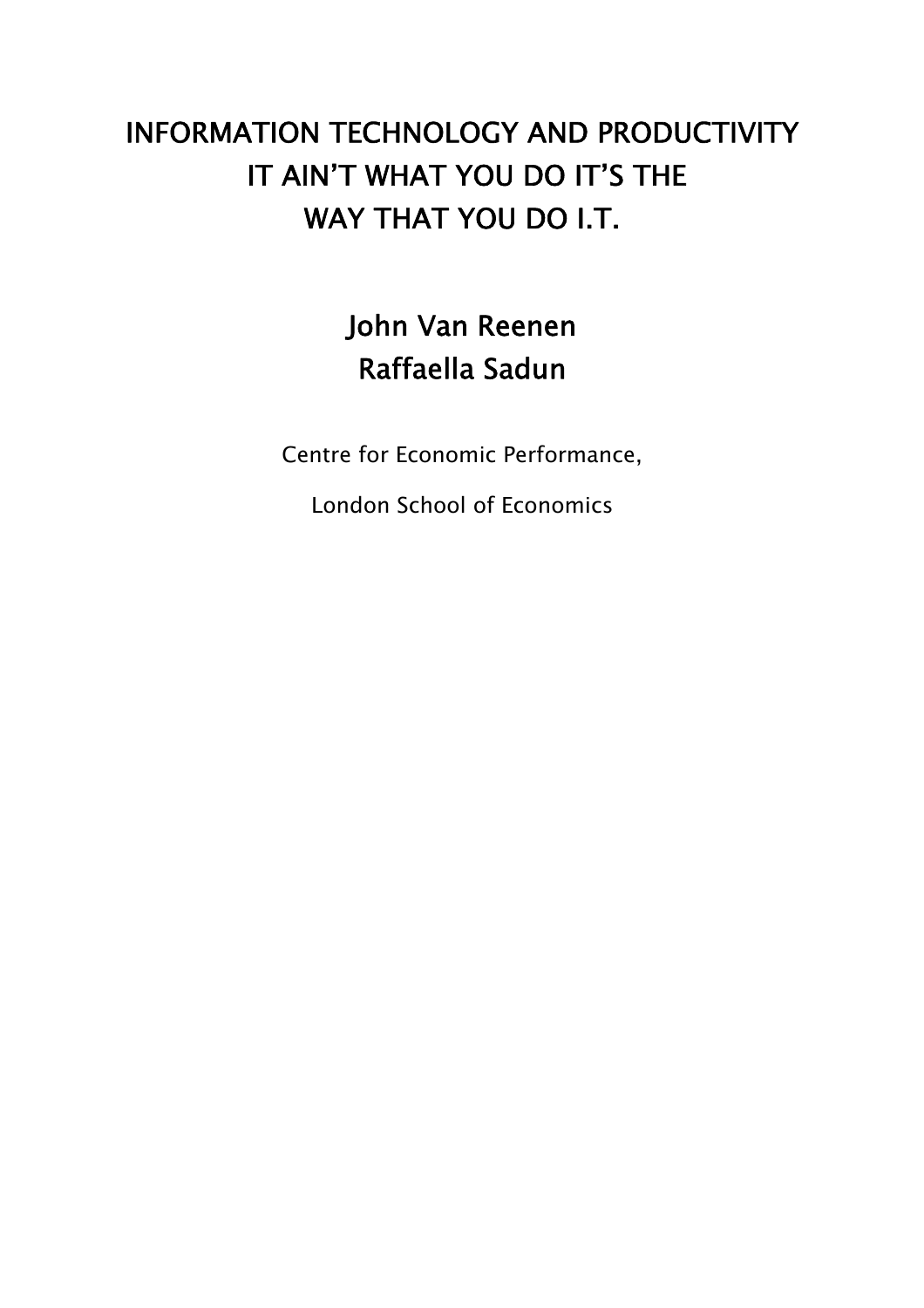# INFORMATION TECHNOLOGY AND PRODUCTIVITY IT AIN'T WHAT YOU DO IT'S THE WAY THAT YOU DO I.T.

## John Van Reenen
## Raffaella Sadun

Centre for Economic Performance,

London School of Economics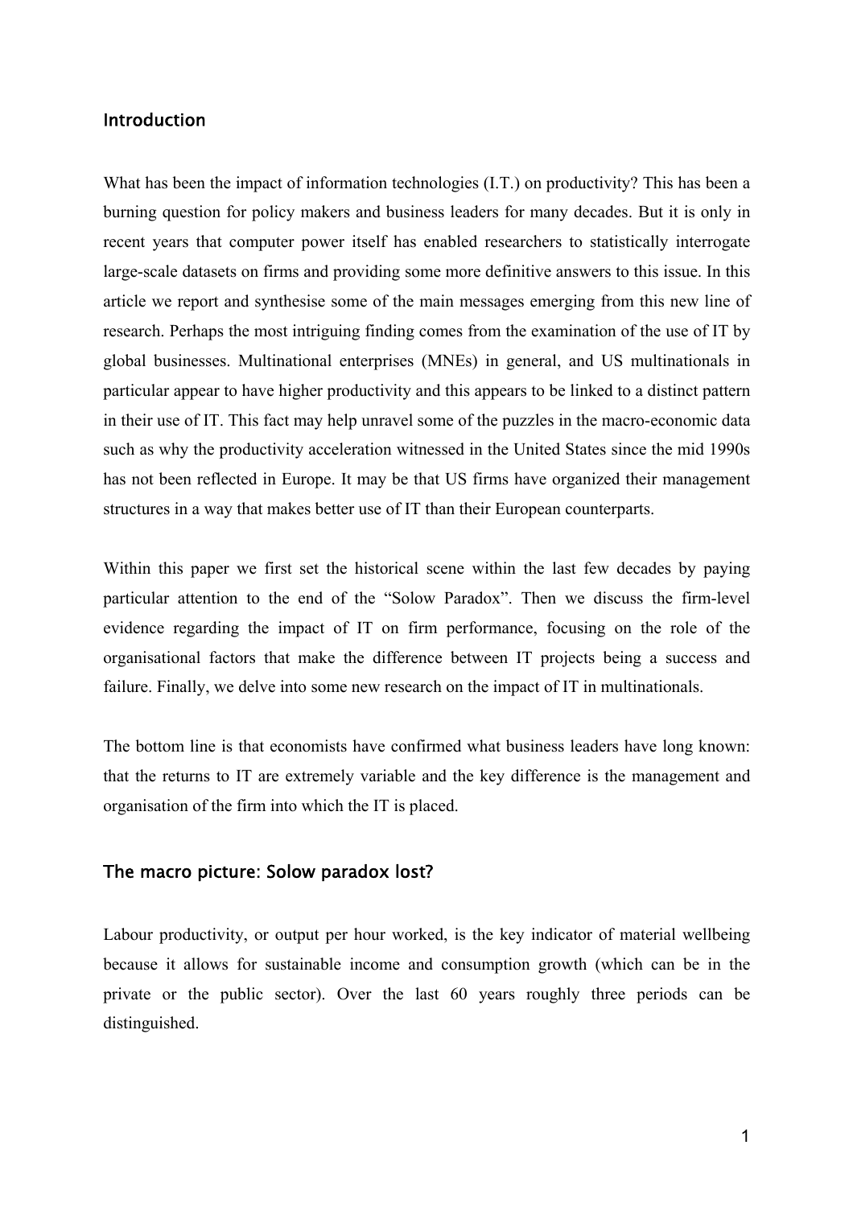## Introduction

What has been the impact of information technologies (I.T.) on productivity? This has been a burning question for policy makers and business leaders for many decades. But it is only in recent years that computer power itself has enabled researchers to statistically interrogate large-scale datasets on firms and providing some more definitive answers to this issue. In this article we report and synthesise some of the main messages emerging from this new line of research. Perhaps the most intriguing finding comes from the examination of the use of IT by global businesses. Multinational enterprises (MNEs) in general, and US multinationals in particular appear to have higher productivity and this appears to be linked to a distinct pattern in their use of IT. This fact may help unravel some of the puzzles in the macro-economic data such as why the productivity acceleration witnessed in the United States since the mid 1990s has not been reflected in Europe. It may be that US firms have organized their management structures in a way that makes better use of IT than their European counterparts.

Within this paper we first set the historical scene within the last few decades by paying particular attention to the end of the "Solow Paradox". Then we discuss the firm-level evidence regarding the impact of IT on firm performance, focusing on the role of the organisational factors that make the difference between IT projects being a success and failure. Finally, we delve into some new research on the impact of IT in multinationals.

The bottom line is that economists have confirmed what business leaders have long known: that the returns to IT are extremely variable and the key difference is the management and organisation of the firm into which the IT is placed.

## The macro picture: Solow paradox lost?

Labour productivity, or output per hour worked, is the key indicator of material wellbeing because it allows for sustainable income and consumption growth (which can be in the private or the public sector). Over the last 60 years roughly three periods can be distinguished.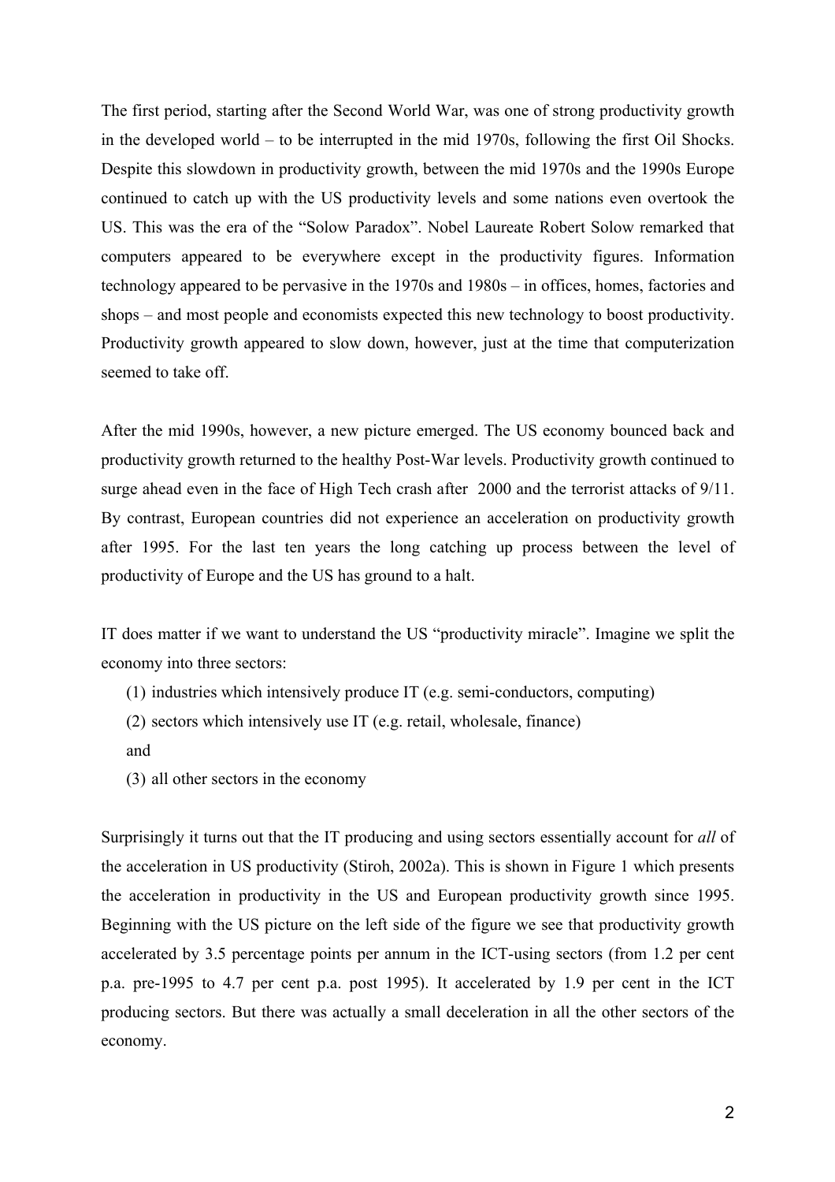The first period, starting after the Second World War, was one of strong productivity growth in the developed world – to be interrupted in the mid 1970s, following the first Oil Shocks. Despite this slowdown in productivity growth, between the mid 1970s and the 1990s Europe continued to catch up with the US productivity levels and some nations even overtook the US. This was the era of the "Solow Paradox". Nobel Laureate Robert Solow remarked that computers appeared to be everywhere except in the productivity figures. Information technology appeared to be pervasive in the 1970s and 1980s – in offices, homes, factories and shops – and most people and economists expected this new technology to boost productivity. Productivity growth appeared to slow down, however, just at the time that computerization seemed to take off.

After the mid 1990s, however, a new picture emerged. The US economy bounced back and productivity growth returned to the healthy Post-War levels. Productivity growth continued to surge ahead even in the face of High Tech crash after 2000 and the terrorist attacks of 9/11. By contrast, European countries did not experience an acceleration on productivity growth after 1995. For the last ten years the long catching up process between the level of productivity of Europe and the US has ground to a halt.

IT does matter if we want to understand the US "productivity miracle". Imagine we split the economy into three sectors:

(1) industries which intensively produce IT (e.g. semi-conductors, computing)

(2) sectors which intensively use IT (e.g. retail, wholesale, finance)

and

(3) all other sectors in the economy

Surprisingly it turns out that the IT producing and using sectors essentially account for *all* of the acceleration in US productivity (Stiroh, 2002a). This is shown in Figure 1 which presents the acceleration in productivity in the US and European productivity growth since 1995. Beginning with the US picture on the left side of the figure we see that productivity growth accelerated by 3.5 percentage points per annum in the ICT-using sectors (from 1.2 per cent p.a. pre-1995 to 4.7 per cent p.a. post 1995). It accelerated by 1.9 per cent in the ICT producing sectors. But there was actually a small deceleration in all the other sectors of the economy.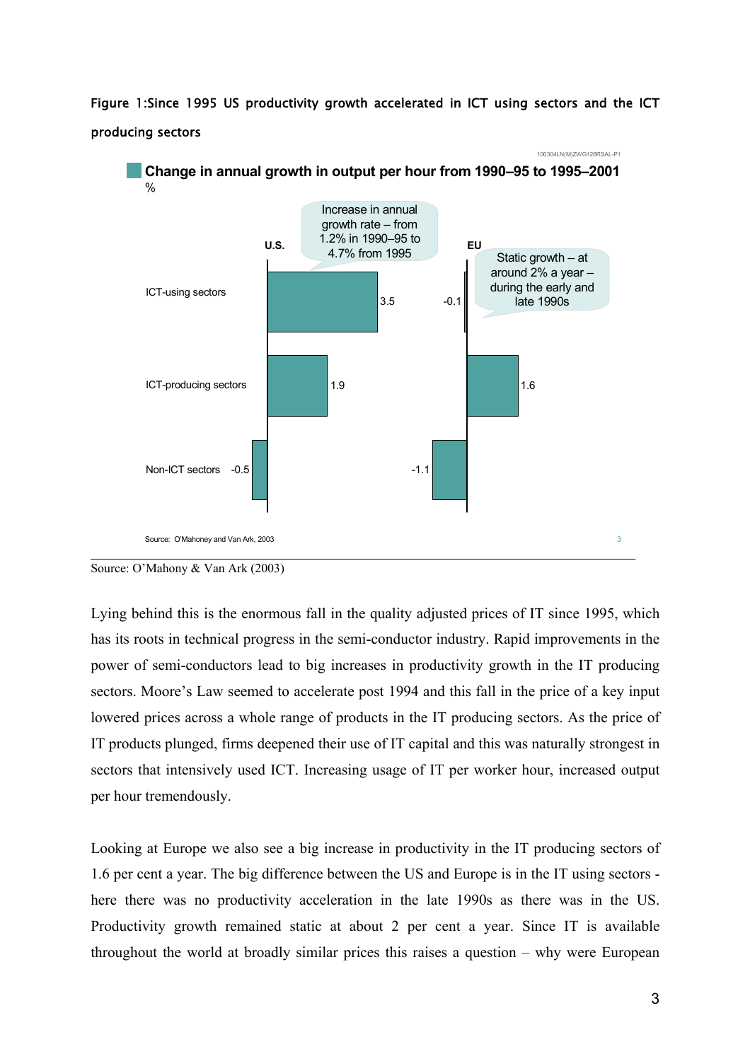Figure 1:Since 1995 US productivity growth accelerated in ICT using sectors and the ICT producing sectors

100304LN(M)ZWG126RSAL-P1

**Change in annual growth in output per hour from 1990–95 to 1995–2001**

%

| | U.S. | EU |
|---|---|---|
| ICT-using sectors | 3.5 | -0.1 |
| ICT-producing sectors | 1.9 | 1.6 |
| Non-ICT sectors | -0.5 | -1.1 |

U.S.: Increase in annual growth rate – from 1.2% in 1990–95 to 4.7% from 1995

EU: Static growth – at around 2% a year – during the early and late 1990s

Source: O'Mahoney and Van Ark, 2003

Source: O'Mahony & Van Ark (2003)

Lying behind this is the enormous fall in the quality adjusted prices of IT since 1995, which has its roots in technical progress in the semi-conductor industry. Rapid improvements in the power of semi-conductors lead to big increases in productivity growth in the IT producing sectors. Moore's Law seemed to accelerate post 1994 and this fall in the price of a key input lowered prices across a whole range of products in the IT producing sectors. As the price of IT products plunged, firms deepened their use of IT capital and this was naturally strongest in sectors that intensively used ICT. Increasing usage of IT per worker hour, increased output per hour tremendously.

Looking at Europe we also see a big increase in productivity in the IT producing sectors of 1.6 per cent a year. The big difference between the US and Europe is in the IT using sectors - here there was no productivity acceleration in the late 1990s as there was in the US. Productivity growth remained static at about 2 per cent a year. Since IT is available throughout the world at broadly similar prices this raises a question – why were European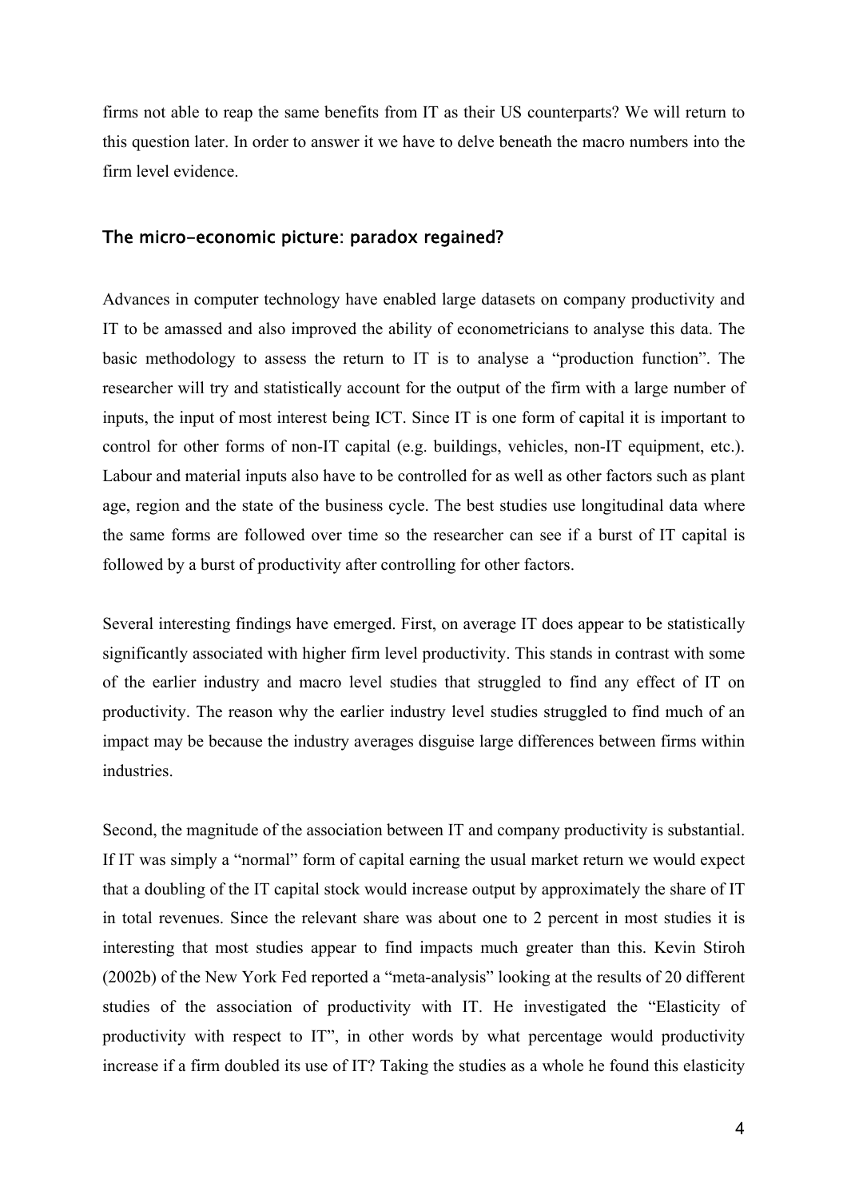firms not able to reap the same benefits from IT as their US counterparts? We will return to this question later. In order to answer it we have to delve beneath the macro numbers into the firm level evidence.

## The micro-economic picture: paradox regained?

Advances in computer technology have enabled large datasets on company productivity and IT to be amassed and also improved the ability of econometricians to analyse this data. The basic methodology to assess the return to IT is to analyse a "production function". The researcher will try and statistically account for the output of the firm with a large number of inputs, the input of most interest being ICT. Since IT is one form of capital it is important to control for other forms of non-IT capital (e.g. buildings, vehicles, non-IT equipment, etc.). Labour and material inputs also have to be controlled for as well as other factors such as plant age, region and the state of the business cycle. The best studies use longitudinal data where the same forms are followed over time so the researcher can see if a burst of IT capital is followed by a burst of productivity after controlling for other factors.

Several interesting findings have emerged. First, on average IT does appear to be statistically significantly associated with higher firm level productivity. This stands in contrast with some of the earlier industry and macro level studies that struggled to find any effect of IT on productivity. The reason why the earlier industry level studies struggled to find much of an impact may be because the industry averages disguise large differences between firms within industries.

Second, the magnitude of the association between IT and company productivity is substantial. If IT was simply a "normal" form of capital earning the usual market return we would expect that a doubling of the IT capital stock would increase output by approximately the share of IT in total revenues. Since the relevant share was about one to 2 percent in most studies it is interesting that most studies appear to find impacts much greater than this. Kevin Stiroh (2002b) of the New York Fed reported a "meta-analysis" looking at the results of 20 different studies of the association of productivity with IT. He investigated the "Elasticity of productivity with respect to IT", in other words by what percentage would productivity increase if a firm doubled its use of IT? Taking the studies as a whole he found this elasticity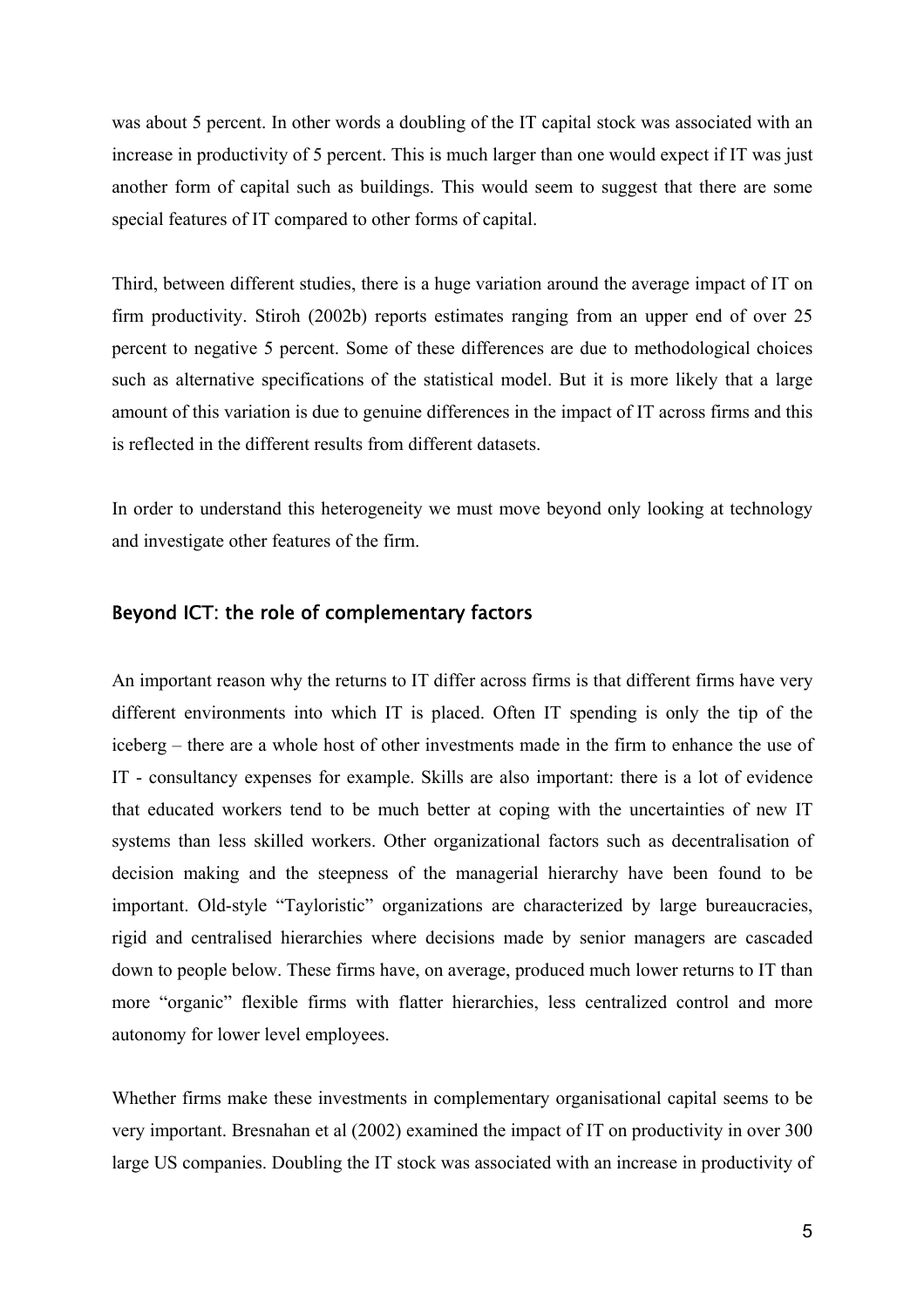was about 5 percent. In other words a doubling of the IT capital stock was associated with an increase in productivity of 5 percent. This is much larger than one would expect if IT was just another form of capital such as buildings. This would seem to suggest that there are some special features of IT compared to other forms of capital.

Third, between different studies, there is a huge variation around the average impact of IT on firm productivity. Stiroh (2002b) reports estimates ranging from an upper end of over 25 percent to negative 5 percent. Some of these differences are due to methodological choices such as alternative specifications of the statistical model. But it is more likely that a large amount of this variation is due to genuine differences in the impact of IT across firms and this is reflected in the different results from different datasets.

In order to understand this heterogeneity we must move beyond only looking at technology and investigate other features of the firm.

## Beyond ICT: the role of complementary factors

An important reason why the returns to IT differ across firms is that different firms have very different environments into which IT is placed. Often IT spending is only the tip of the iceberg – there are a whole host of other investments made in the firm to enhance the use of IT - consultancy expenses for example. Skills are also important: there is a lot of evidence that educated workers tend to be much better at coping with the uncertainties of new IT systems than less skilled workers. Other organizational factors such as decentralisation of decision making and the steepness of the managerial hierarchy have been found to be important. Old-style "Tayloristic" organizations are characterized by large bureaucracies, rigid and centralised hierarchies where decisions made by senior managers are cascaded down to people below. These firms have, on average, produced much lower returns to IT than more "organic" flexible firms with flatter hierarchies, less centralized control and more autonomy for lower level employees.

Whether firms make these investments in complementary organisational capital seems to be very important. Bresnahan et al (2002) examined the impact of IT on productivity in over 300 large US companies. Doubling the IT stock was associated with an increase in productivity of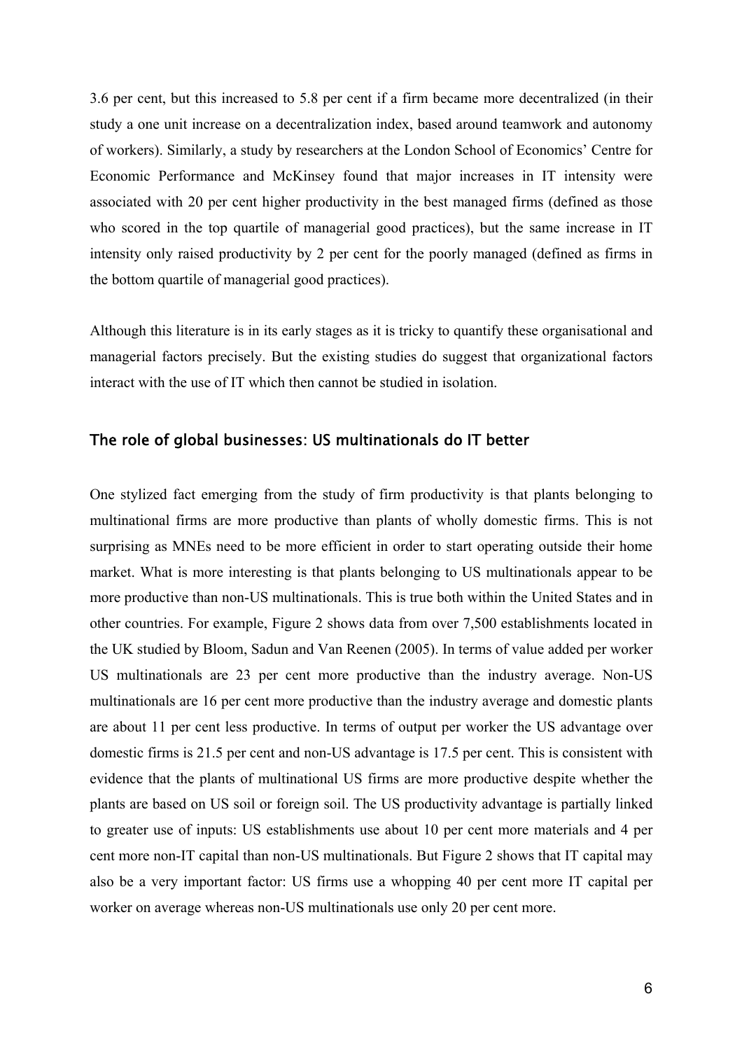3.6 per cent, but this increased to 5.8 per cent if a firm became more decentralized (in their study a one unit increase on a decentralization index, based around teamwork and autonomy of workers). Similarly, a study by researchers at the London School of Economics' Centre for Economic Performance and McKinsey found that major increases in IT intensity were associated with 20 per cent higher productivity in the best managed firms (defined as those who scored in the top quartile of managerial good practices), but the same increase in IT intensity only raised productivity by 2 per cent for the poorly managed (defined as firms in the bottom quartile of managerial good practices).

Although this literature is in its early stages as it is tricky to quantify these organisational and managerial factors precisely. But the existing studies do suggest that organizational factors interact with the use of IT which then cannot be studied in isolation.

## The role of global businesses: US multinationals do IT better

One stylized fact emerging from the study of firm productivity is that plants belonging to multinational firms are more productive than plants of wholly domestic firms. This is not surprising as MNEs need to be more efficient in order to start operating outside their home market. What is more interesting is that plants belonging to US multinationals appear to be more productive than non-US multinationals. This is true both within the United States and in other countries. For example, Figure 2 shows data from over 7,500 establishments located in the UK studied by Bloom, Sadun and Van Reenen (2005). In terms of value added per worker US multinationals are 23 per cent more productive than the industry average. Non-US multinationals are 16 per cent more productive than the industry average and domestic plants are about 11 per cent less productive. In terms of output per worker the US advantage over domestic firms is 21.5 per cent and non-US advantage is 17.5 per cent. This is consistent with evidence that the plants of multinational US firms are more productive despite whether the plants are based on US soil or foreign soil. The US productivity advantage is partially linked to greater use of inputs: US establishments use about 10 per cent more materials and 4 per cent more non-IT capital than non-US multinationals. But Figure 2 shows that IT capital may also be a very important factor: US firms use a whopping 40 per cent more IT capital per worker on average whereas non-US multinationals use only 20 per cent more.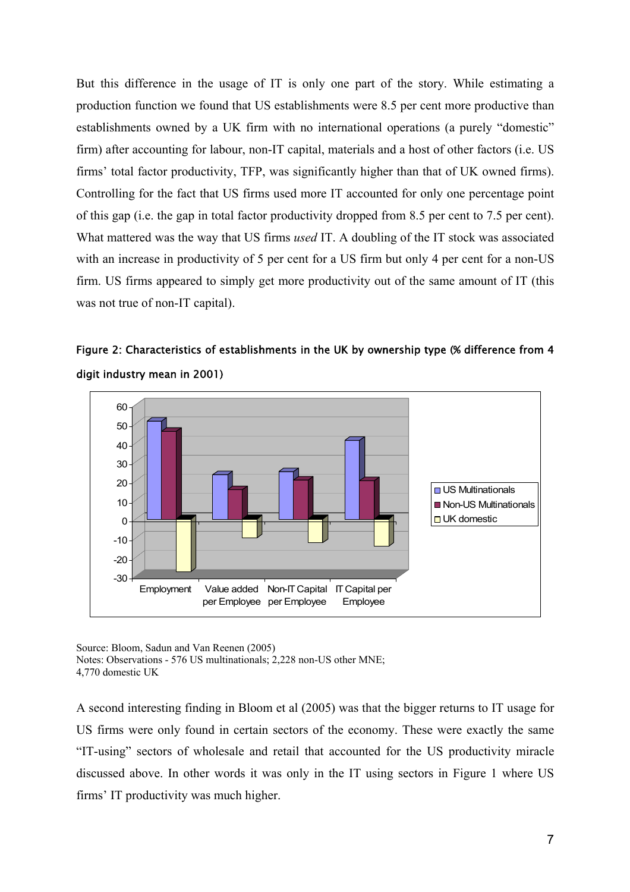But this difference in the usage of IT is only one part of the story. While estimating a production function we found that US establishments were 8.5 per cent more productive than establishments owned by a UK firm with no international operations (a purely "domestic" firm) after accounting for labour, non-IT capital, materials and a host of other factors (i.e. US firms' total factor productivity, TFP, was significantly higher than that of UK owned firms). Controlling for the fact that US firms used more IT accounted for only one percentage point of this gap (i.e. the gap in total factor productivity dropped from 8.5 per cent to 7.5 per cent). What mattered was the way that US firms *used* IT. A doubling of the IT stock was associated with an increase in productivity of 5 per cent for a US firm but only 4 per cent for a non-US firm. US firms appeared to simply get more productivity out of the same amount of IT (this was not true of non-IT capital).

**Figure 2: Characteristics of establishments in the UK by ownership type (% difference from 4 digit industry mean in 2001)**

Source: Bloom, Sadun and Van Reenen (2005)
Notes: Observations - 576 US multinationals; 2,228 non-US other MNE; 4,770 domestic UK

A second interesting finding in Bloom et al (2005) was that the bigger returns to IT usage for US firms were only found in certain sectors of the economy. These were exactly the same "IT-using" sectors of wholesale and retail that accounted for the US productivity miracle discussed above. In other words it was only in the IT using sectors in Figure 1 where US firms' IT productivity was much higher.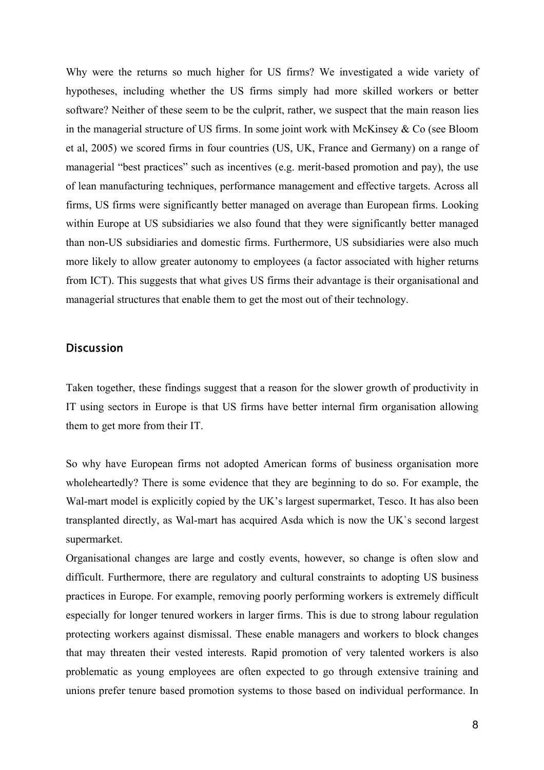Why were the returns so much higher for US firms? We investigated a wide variety of hypotheses, including whether the US firms simply had more skilled workers or better software? Neither of these seem to be the culprit, rather, we suspect that the main reason lies in the managerial structure of US firms. In some joint work with McKinsey & Co (see Bloom et al, 2005) we scored firms in four countries (US, UK, France and Germany) on a range of managerial "best practices" such as incentives (e.g. merit-based promotion and pay), the use of lean manufacturing techniques, performance management and effective targets. Across all firms, US firms were significantly better managed on average than European firms. Looking within Europe at US subsidiaries we also found that they were significantly better managed than non-US subsidiaries and domestic firms. Furthermore, US subsidiaries were also much more likely to allow greater autonomy to employees (a factor associated with higher returns from ICT). This suggests that what gives US firms their advantage is their organisational and managerial structures that enable them to get the most out of their technology.

## Discussion

Taken together, these findings suggest that a reason for the slower growth of productivity in IT using sectors in Europe is that US firms have better internal firm organisation allowing them to get more from their IT.

So why have European firms not adopted American forms of business organisation more wholeheartedly? There is some evidence that they are beginning to do so. For example, the Wal-mart model is explicitly copied by the UK's largest supermarket, Tesco. It has also been transplanted directly, as Wal-mart has acquired Asda which is now the UK`s second largest supermarket.

Organisational changes are large and costly events, however, so change is often slow and difficult. Furthermore, there are regulatory and cultural constraints to adopting US business practices in Europe. For example, removing poorly performing workers is extremely difficult especially for longer tenured workers in larger firms. This is due to strong labour regulation protecting workers against dismissal. These enable managers and workers to block changes that may threaten their vested interests. Rapid promotion of very talented workers is also problematic as young employees are often expected to go through extensive training and unions prefer tenure based promotion systems to those based on individual performance. In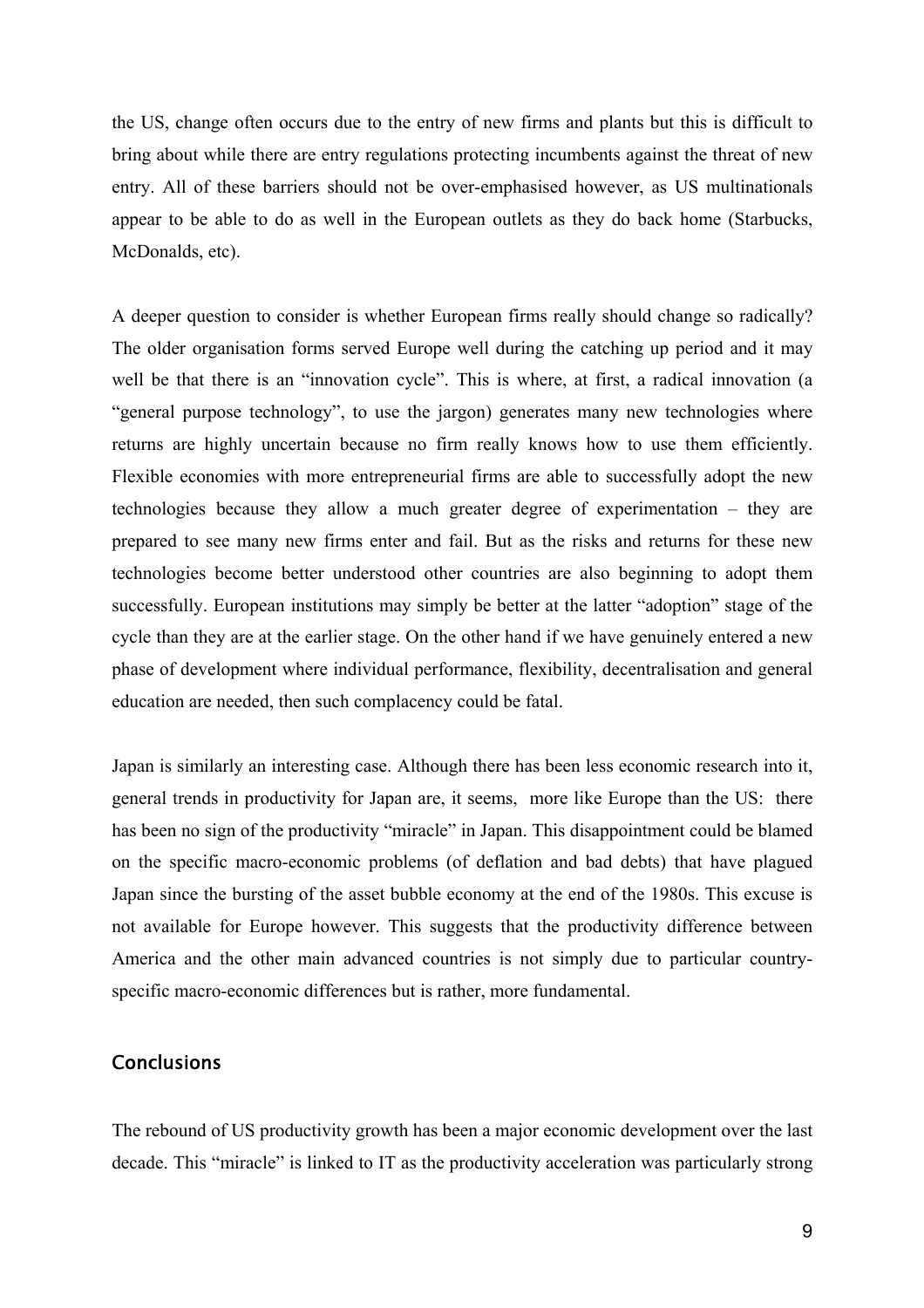the US, change often occurs due to the entry of new firms and plants but this is difficult to bring about while there are entry regulations protecting incumbents against the threat of new entry. All of these barriers should not be over-emphasised however, as US multinationals appear to be able to do as well in the European outlets as they do back home (Starbucks, McDonalds, etc).

A deeper question to consider is whether European firms really should change so radically? The older organisation forms served Europe well during the catching up period and it may well be that there is an "innovation cycle". This is where, at first, a radical innovation (a "general purpose technology", to use the jargon) generates many new technologies where returns are highly uncertain because no firm really knows how to use them efficiently. Flexible economies with more entrepreneurial firms are able to successfully adopt the new technologies because they allow a much greater degree of experimentation – they are prepared to see many new firms enter and fail. But as the risks and returns for these new technologies become better understood other countries are also beginning to adopt them successfully. European institutions may simply be better at the latter "adoption" stage of the cycle than they are at the earlier stage. On the other hand if we have genuinely entered a new phase of development where individual performance, flexibility, decentralisation and general education are needed, then such complacency could be fatal.

Japan is similarly an interesting case. Although there has been less economic research into it, general trends in productivity for Japan are, it seems, more like Europe than the US: there has been no sign of the productivity "miracle" in Japan. This disappointment could be blamed on the specific macro-economic problems (of deflation and bad debts) that have plagued Japan since the bursting of the asset bubble economy at the end of the 1980s. This excuse is not available for Europe however. This suggests that the productivity difference between America and the other main advanced countries is not simply due to particular country-specific macro-economic differences but is rather, more fundamental.

## Conclusions

The rebound of US productivity growth has been a major economic development over the last decade. This "miracle" is linked to IT as the productivity acceleration was particularly strong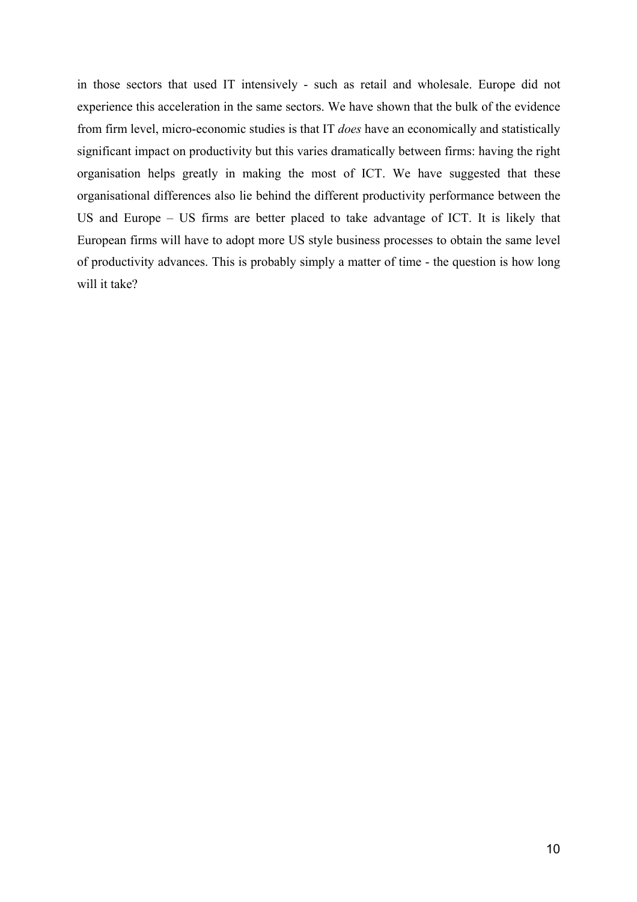in those sectors that used IT intensively - such as retail and wholesale. Europe did not experience this acceleration in the same sectors. We have shown that the bulk of the evidence from firm level, micro-economic studies is that IT *does* have an economically and statistically significant impact on productivity but this varies dramatically between firms: having the right organisation helps greatly in making the most of ICT. We have suggested that these organisational differences also lie behind the different productivity performance between the US and Europe – US firms are better placed to take advantage of ICT. It is likely that European firms will have to adopt more US style business processes to obtain the same level of productivity advances. This is probably simply a matter of time - the question is how long will it take?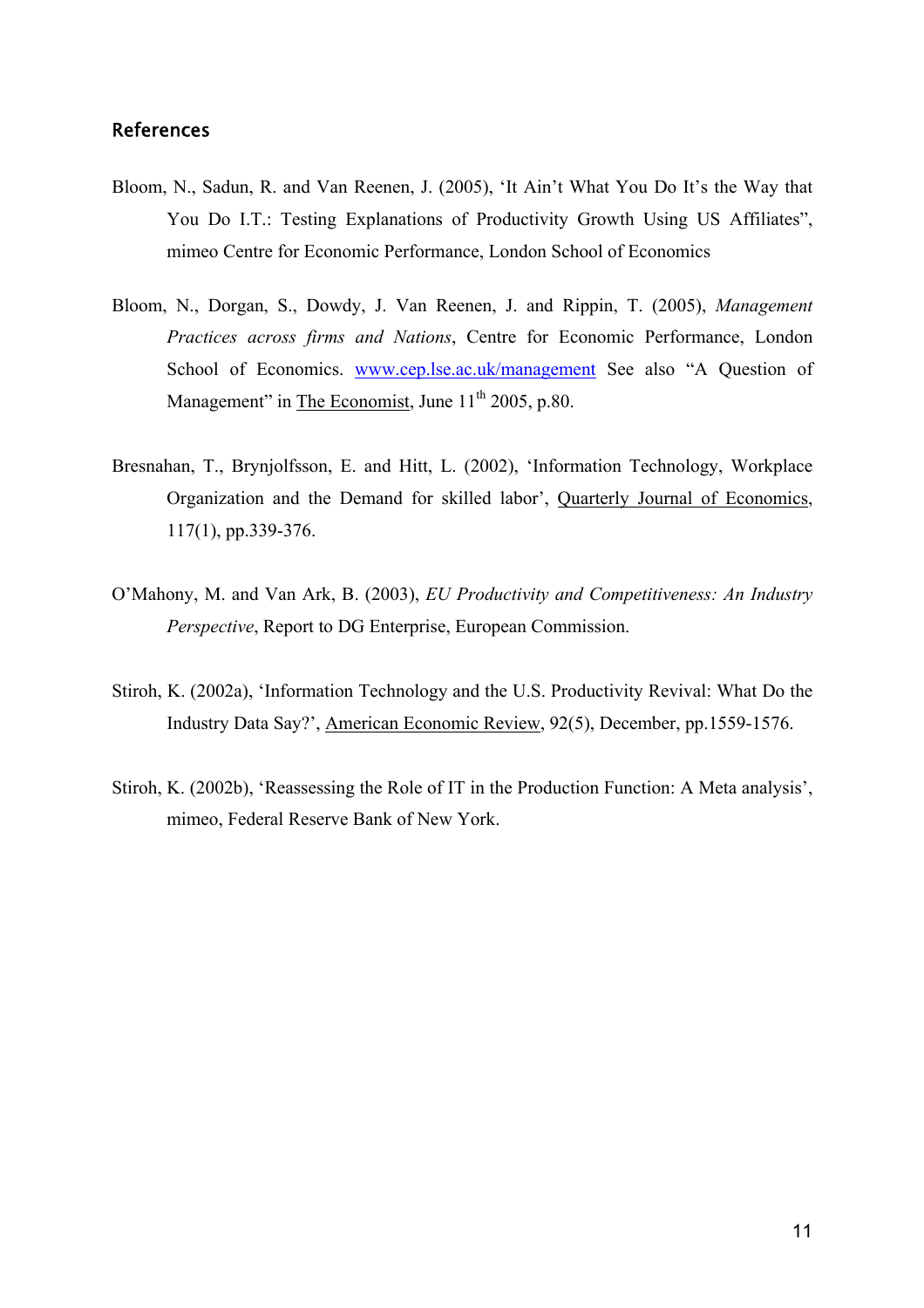## References

Bloom, N., Sadun, R. and Van Reenen, J. (2005), 'It Ain't What You Do It's the Way that You Do I.T.: Testing Explanations of Productivity Growth Using US Affiliates", mimeo Centre for Economic Performance, London School of Economics

Bloom, N., Dorgan, S., Dowdy, J. Van Reenen, J. and Rippin, T. (2005), *Management Practices across firms and Nations*, Centre for Economic Performance, London School of Economics. www.cep.lse.ac.uk/management See also "A Question of Management" in The Economist, June 11th 2005, p.80.

Bresnahan, T., Brynjolfsson, E. and Hitt, L. (2002), 'Information Technology, Workplace Organization and the Demand for skilled labor', Quarterly Journal of Economics, 117(1), pp.339-376.

O'Mahony, M. and Van Ark, B. (2003), *EU Productivity and Competitiveness: An Industry Perspective*, Report to DG Enterprise, European Commission.

Stiroh, K. (2002a), 'Information Technology and the U.S. Productivity Revival: What Do the Industry Data Say?', American Economic Review, 92(5), December, pp.1559-1576.

Stiroh, K. (2002b), 'Reassessing the Role of IT in the Production Function: A Meta analysis', mimeo, Federal Reserve Bank of New York.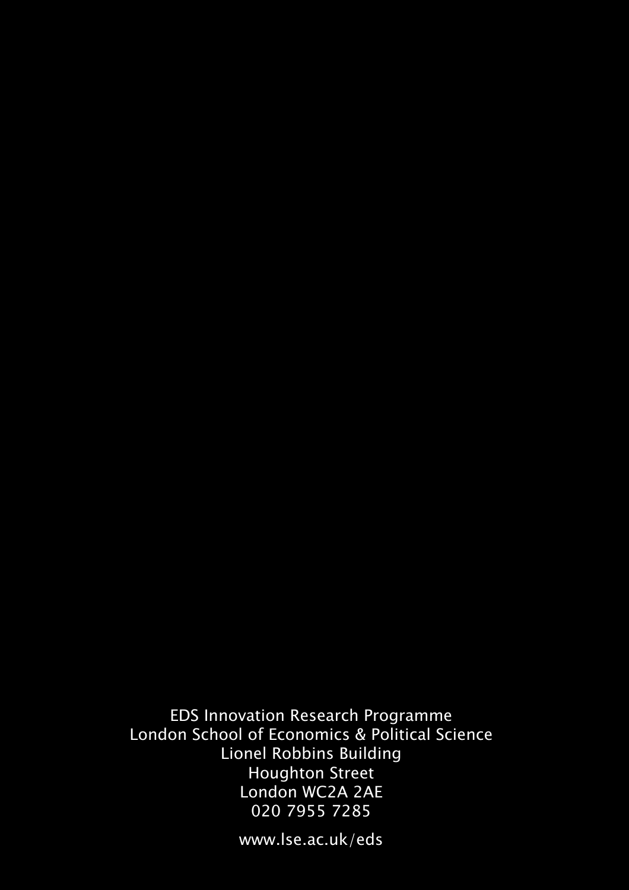EDS Innovation Research Programme  
London School of Economics & Political Science  
Lionel Robbins Building  
Houghton Street  
London WC2A 2AE  
020 7955 7285

www.lse.ac.uk/eds